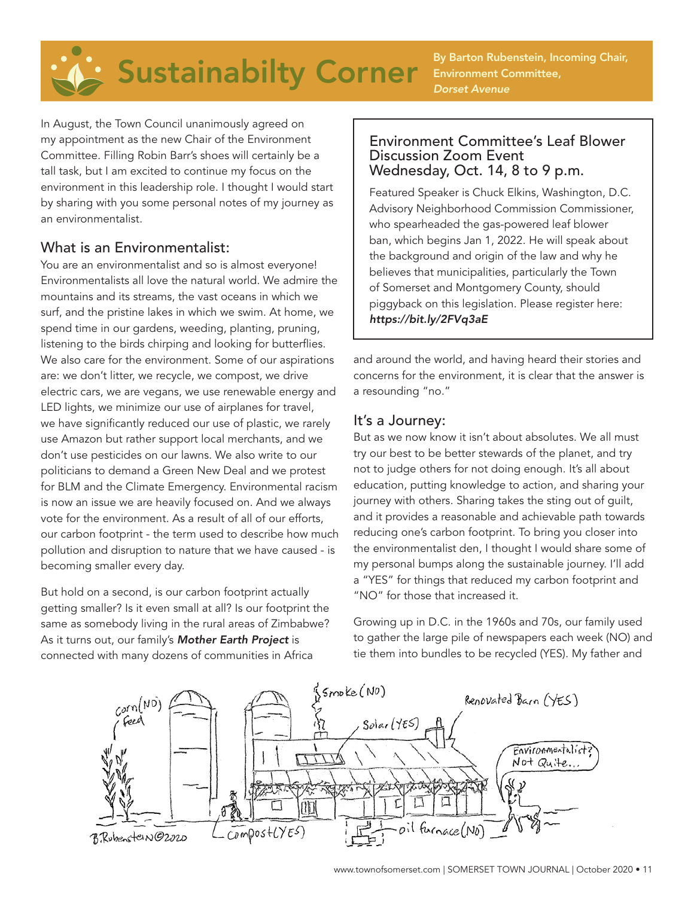# Sustainabilty Corner

By Barton Rubenstein, Incoming Chair, Environment Committee, *Dorset Avenue*

In August, the Town Council unanimously agreed on my appointment as the new Chair of the Environment Committee. Filling Robin Barr's shoes will certainly be a tall task, but I am excited to continue my focus on the environment in this leadership role. I thought I would start by sharing with you some personal notes of my journey as an environmentalist.

## What is an Environmentalist:

You are an environmentalist and so is almost everyone! Environmentalists all love the natural world. We admire the mountains and its streams, the vast oceans in which we surf, and the pristine lakes in which we swim. At home, we spend time in our gardens, weeding, planting, pruning, listening to the birds chirping and looking for butterflies. We also care for the environment. Some of our aspirations are: we don't litter, we recycle, we compost, we drive electric cars, we are vegans, we use renewable energy and LED lights, we minimize our use of airplanes for travel, we have significantly reduced our use of plastic, we rarely use Amazon but rather support local merchants, and we don't use pesticides on our lawns. We also write to our politicians to demand a Green New Deal and we protest for BLM and the Climate Emergency. Environmental racism is now an issue we are heavily focused on. And we always vote for the environment. As a result of all of our efforts, our carbon footprint - the term used to describe how much pollution and disruption to nature that we have caused - is becoming smaller every day.

But hold on a second, is our carbon footprint actually getting smaller? Is it even small at all? Is our footprint the same as somebody living in the rural areas of Zimbabwe? As it turns out, our family's ***Mother Earth Project*** is connected with many dozens of communities in Africa and around the world, and having heard their stories and concerns for the environment, it is clear that the answer is a resounding "no."

> ### Environment Committee's Leaf Blower Discussion Zoom Event
> ### Wednesday, Oct. 14, 8 to 9 p.m.
>
> Featured Speaker is Chuck Elkins, Washington, D.C. Advisory Neighborhood Commission Commissioner, who spearheaded the gas-powered leaf blower ban, which begins Jan 1, 2022. He will speak about the background and origin of the law and why he believes that municipalities, particularly the Town of Somerset and Montgomery County, should piggyback on this legislation. Please register here: ***https://bit.ly/2FVq3aE***

## It's a Journey:

But as we now know it isn't about absolutes. We all must try our best to be better stewards of the planet, and try not to judge others for not doing enough. It's all about education, putting knowledge to action, and sharing your journey with others. Sharing takes the sting out of guilt, and it provides a reasonable and achievable path towards reducing one's carbon footprint. To bring you closer into the environmentalist den, I thought I would share some of my personal bumps along the sustainable journey. I'll add a "YES" for things that reduced my carbon footprint and "NO" for those that increased it.

Growing up in D.C. in the 1960s and 70s, our family used to gather the large pile of newspapers each week (NO) and tie them into bundles to be recycled (YES). My father and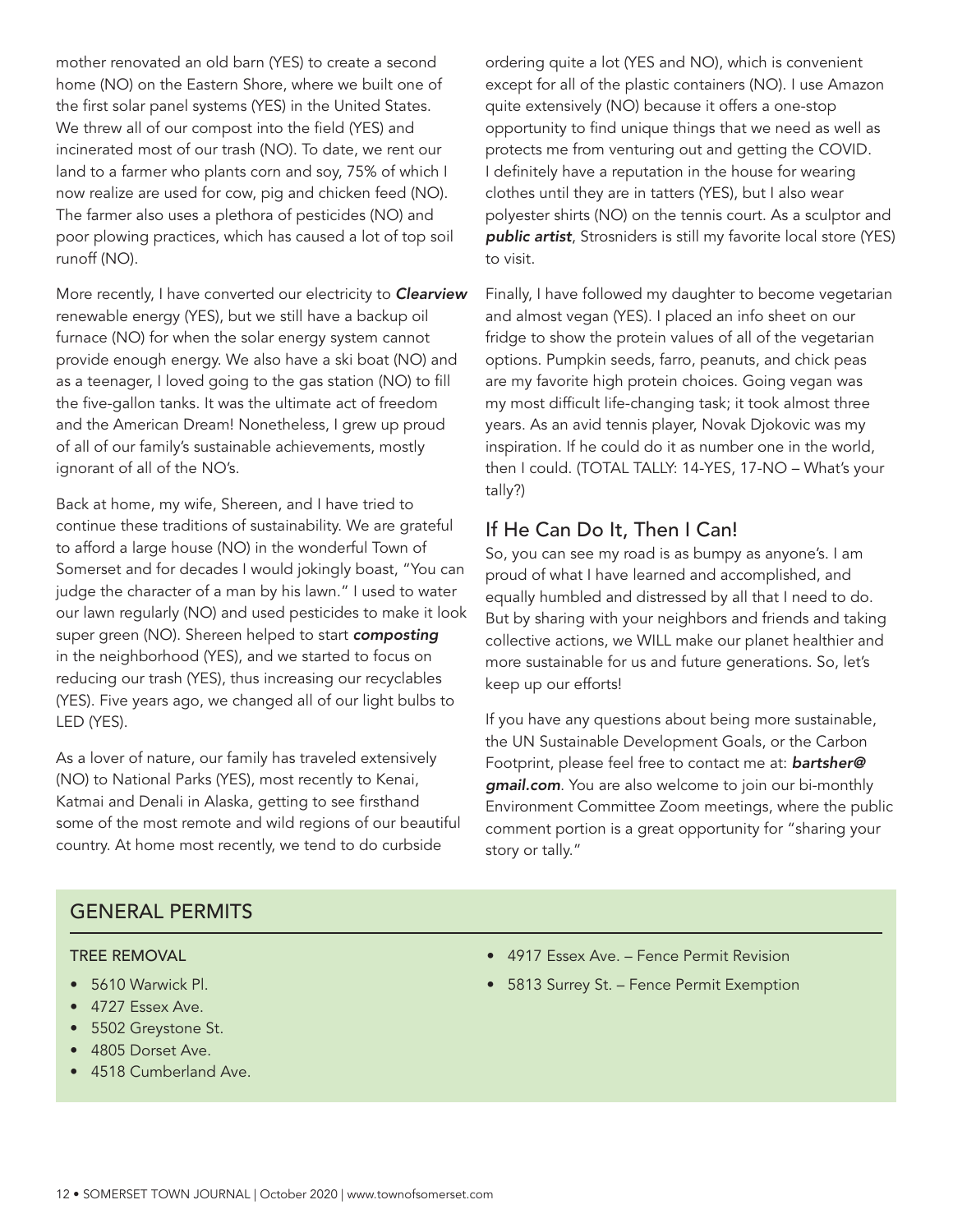mother renovated an old barn (YES) to create a second home (NO) on the Eastern Shore, where we built one of the first solar panel systems (YES) in the United States. We threw all of our compost into the field (YES) and incinerated most of our trash (NO). To date, we rent our land to a farmer who plants corn and soy, 75% of which I now realize are used for cow, pig and chicken feed (NO). The farmer also uses a plethora of pesticides (NO) and poor plowing practices, which has caused a lot of top soil runoff (NO).

More recently, I have converted our electricity to ***Clearview*** renewable energy (YES), but we still have a backup oil furnace (NO) for when the solar energy system cannot provide enough energy. We also have a ski boat (NO) and as a teenager, I loved going to the gas station (NO) to fill the five-gallon tanks. It was the ultimate act of freedom and the American Dream! Nonetheless, I grew up proud of all of our family's sustainable achievements, mostly ignorant of all of the NO's.

Back at home, my wife, Shereen, and I have tried to continue these traditions of sustainability. We are grateful to afford a large house (NO) in the wonderful Town of Somerset and for decades I would jokingly boast, "You can judge the character of a man by his lawn." I used to water our lawn regularly (NO) and used pesticides to make it look super green (NO). Shereen helped to start ***composting*** in the neighborhood (YES), and we started to focus on reducing our trash (YES), thus increasing our recyclables (YES). Five years ago, we changed all of our light bulbs to LED (YES).

As a lover of nature, our family has traveled extensively (NO) to National Parks (YES), most recently to Kenai, Katmai and Denali in Alaska, getting to see firsthand some of the most remote and wild regions of our beautiful country. At home most recently, we tend to do curbside ordering quite a lot (YES and NO), which is convenient except for all of the plastic containers (NO). I use Amazon quite extensively (NO) because it offers a one-stop opportunity to find unique things that we need as well as protects me from venturing out and getting the COVID. I definitely have a reputation in the house for wearing clothes until they are in tatters (YES), but I also wear polyester shirts (NO) on the tennis court. As a sculptor and ***public artist***, Strosniders is still my favorite local store (YES) to visit.

Finally, I have followed my daughter to become vegetarian and almost vegan (YES). I placed an info sheet on our fridge to show the protein values of all of the vegetarian options. Pumpkin seeds, farro, peanuts, and chick peas are my favorite high protein choices. Going vegan was my most difficult life-changing task; it took almost three years. As an avid tennis player, Novak Djokovic was my inspiration. If he could do it as number one in the world, then I could. (TOTAL TALLY: 14-YES, 17-NO – What's your tally?)

## If He Can Do It, Then I Can!

So, you can see my road is as bumpy as anyone's. I am proud of what I have learned and accomplished, and equally humbled and distressed by all that I need to do. But by sharing with your neighbors and friends and taking collective actions, we WILL make our planet healthier and more sustainable for us and future generations. So, let's keep up our efforts!

If you have any questions about being more sustainable, the UN Sustainable Development Goals, or the Carbon Footprint, please feel free to contact me at: ***bartsher@gmail.com***. You are also welcome to join our bi-monthly Environment Committee Zoom meetings, where the public comment portion is a great opportunity for "sharing your story or tally."

## GENERAL PERMITS

### TREE REMOVAL

- 5610 Warwick Pl.
- 4727 Essex Ave.
- 5502 Greystone St.
- 4805 Dorset Ave.
- 4518 Cumberland Ave.

- 4917 Essex Ave. – Fence Permit Revision
- 5813 Surrey St. – Fence Permit Exemption